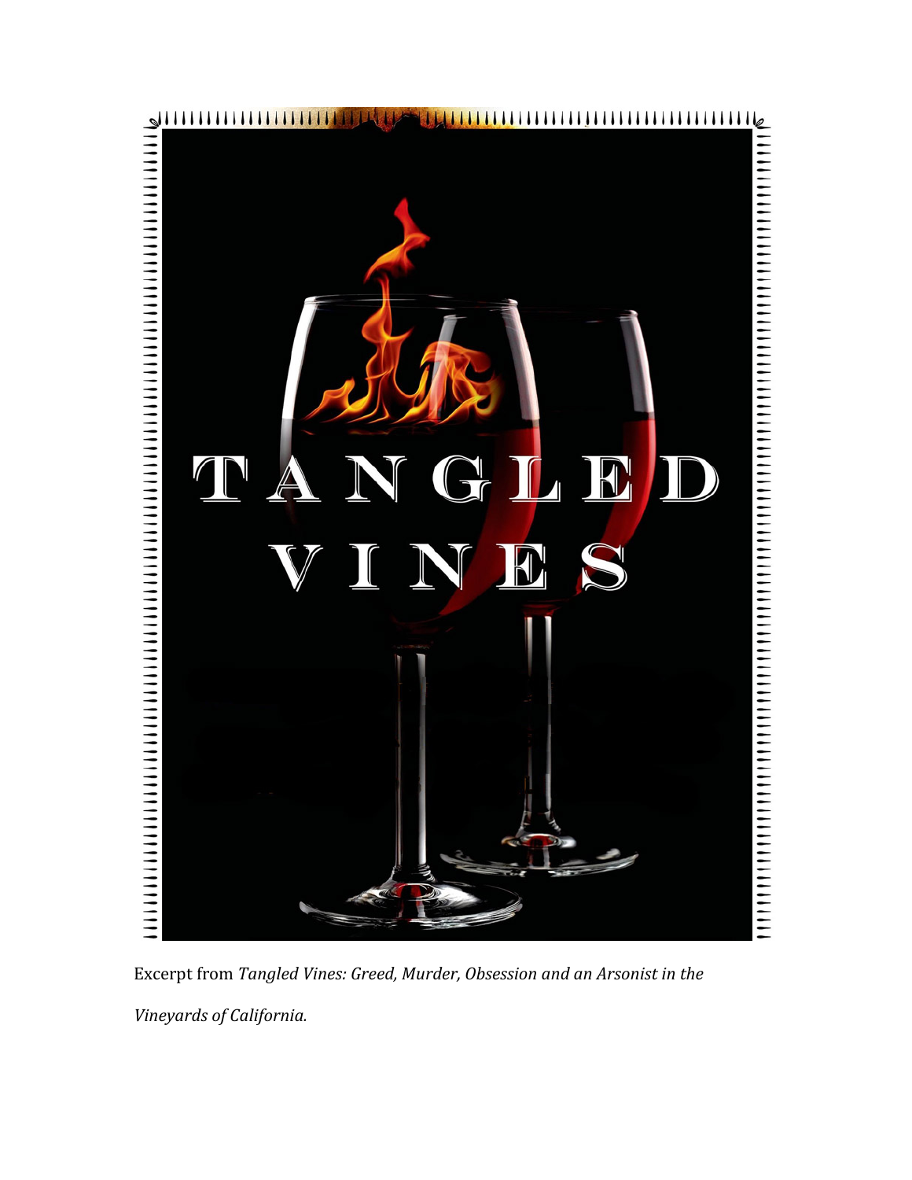# TANGLED VINES

Excerpt from *Tangled Vines: Greed, Murder, Obsession and an Arsonist in the Vineyards of California.*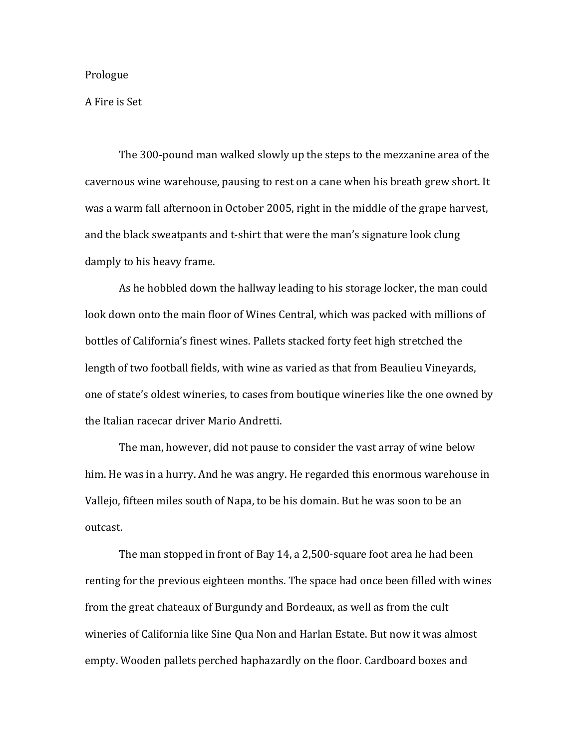# Prologue

## A Fire is Set

The 300-pound man walked slowly up the steps to the mezzanine area of the cavernous wine warehouse, pausing to rest on a cane when his breath grew short. It was a warm fall afternoon in October 2005, right in the middle of the grape harvest, and the black sweatpants and t-shirt that were the man's signature look clung damply to his heavy frame.

As he hobbled down the hallway leading to his storage locker, the man could look down onto the main floor of Wines Central, which was packed with millions of bottles of California's finest wines. Pallets stacked forty feet high stretched the length of two football fields, with wine as varied as that from Beaulieu Vineyards, one of state's oldest wineries, to cases from boutique wineries like the one owned by the Italian racecar driver Mario Andretti.

The man, however, did not pause to consider the vast array of wine below him. He was in a hurry. And he was angry. He regarded this enormous warehouse in Vallejo, fifteen miles south of Napa, to be his domain. But he was soon to be an outcast.

The man stopped in front of Bay 14, a 2,500-square foot area he had been renting for the previous eighteen months. The space had once been filled with wines from the great chateaux of Burgundy and Bordeaux, as well as from the cult wineries of California like Sine Qua Non and Harlan Estate. But now it was almost empty. Wooden pallets perched haphazardly on the floor. Cardboard boxes and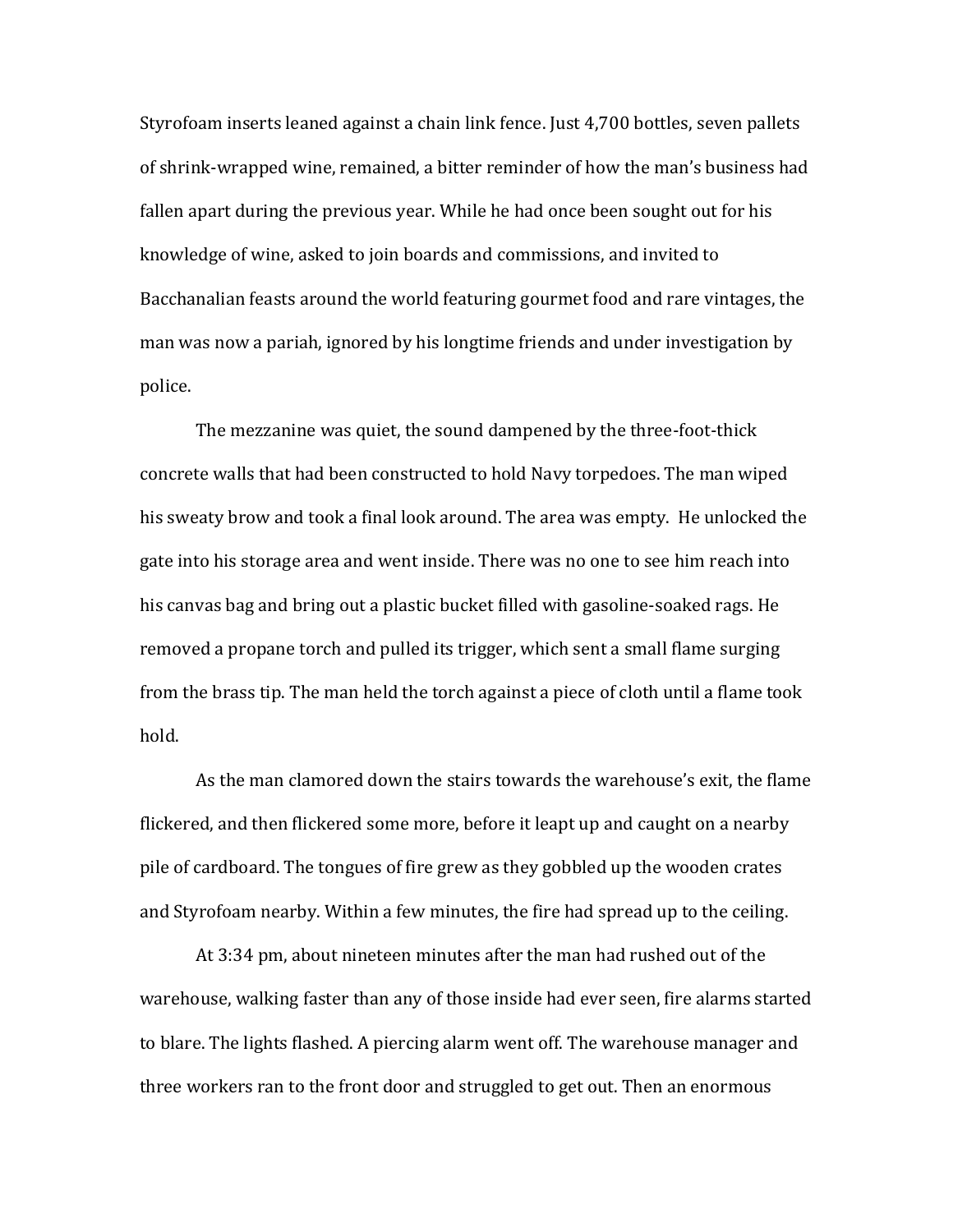Styrofoam inserts leaned against a chain link fence. Just 4,700 bottles, seven pallets of shrink-wrapped wine, remained, a bitter reminder of how the man's business had fallen apart during the previous year. While he had once been sought out for his knowledge of wine, asked to join boards and commissions, and invited to Bacchanalian feasts around the world featuring gourmet food and rare vintages, the man was now a pariah, ignored by his longtime friends and under investigation by police.

The mezzanine was quiet, the sound dampened by the three-foot-thick concrete walls that had been constructed to hold Navy torpedoes. The man wiped his sweaty brow and took a final look around. The area was empty. He unlocked the gate into his storage area and went inside. There was no one to see him reach into his canvas bag and bring out a plastic bucket filled with gasoline-soaked rags. He removed a propane torch and pulled its trigger, which sent a small flame surging from the brass tip. The man held the torch against a piece of cloth until a flame took hold.

As the man clamored down the stairs towards the warehouse's exit, the flame flickered, and then flickered some more, before it leapt up and caught on a nearby pile of cardboard. The tongues of fire grew as they gobbled up the wooden crates and Styrofoam nearby. Within a few minutes, the fire had spread up to the ceiling.

At 3:34 pm, about nineteen minutes after the man had rushed out of the warehouse, walking faster than any of those inside had ever seen, fire alarms started to blare. The lights flashed. A piercing alarm went off. The warehouse manager and three workers ran to the front door and struggled to get out. Then an enormous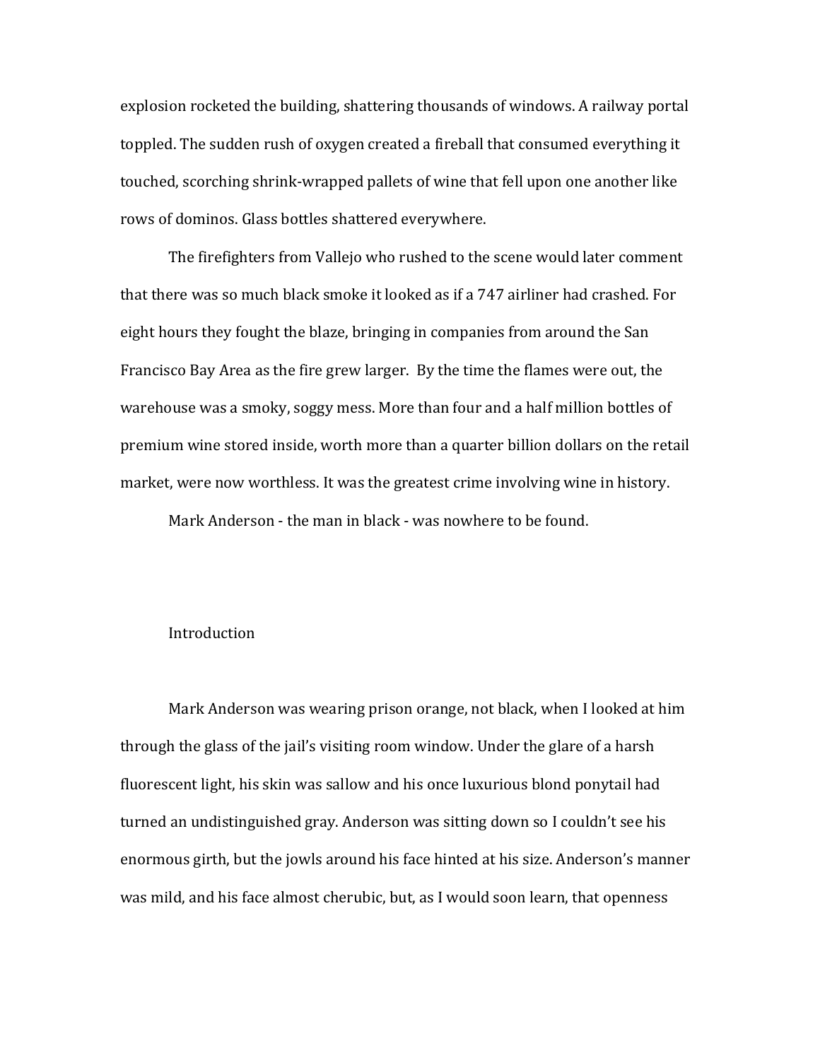explosion rocketed the building, shattering thousands of windows. A railway portal toppled. The sudden rush of oxygen created a fireball that consumed everything it touched, scorching shrink-wrapped pallets of wine that fell upon one another like rows of dominos. Glass bottles shattered everywhere.

The firefighters from Vallejo who rushed to the scene would later comment that there was so much black smoke it looked as if a 747 airliner had crashed. For eight hours they fought the blaze, bringing in companies from around the San Francisco Bay Area as the fire grew larger. By the time the flames were out, the warehouse was a smoky, soggy mess. More than four and a half million bottles of premium wine stored inside, worth more than a quarter billion dollars on the retail market, were now worthless. It was the greatest crime involving wine in history.

Mark Anderson - the man in black - was nowhere to be found.

## Introduction

Mark Anderson was wearing prison orange, not black, when I looked at him through the glass of the jail's visiting room window. Under the glare of a harsh fluorescent light, his skin was sallow and his once luxurious blond ponytail had turned an undistinguished gray. Anderson was sitting down so I couldn't see his enormous girth, but the jowls around his face hinted at his size. Anderson's manner was mild, and his face almost cherubic, but, as I would soon learn, that openness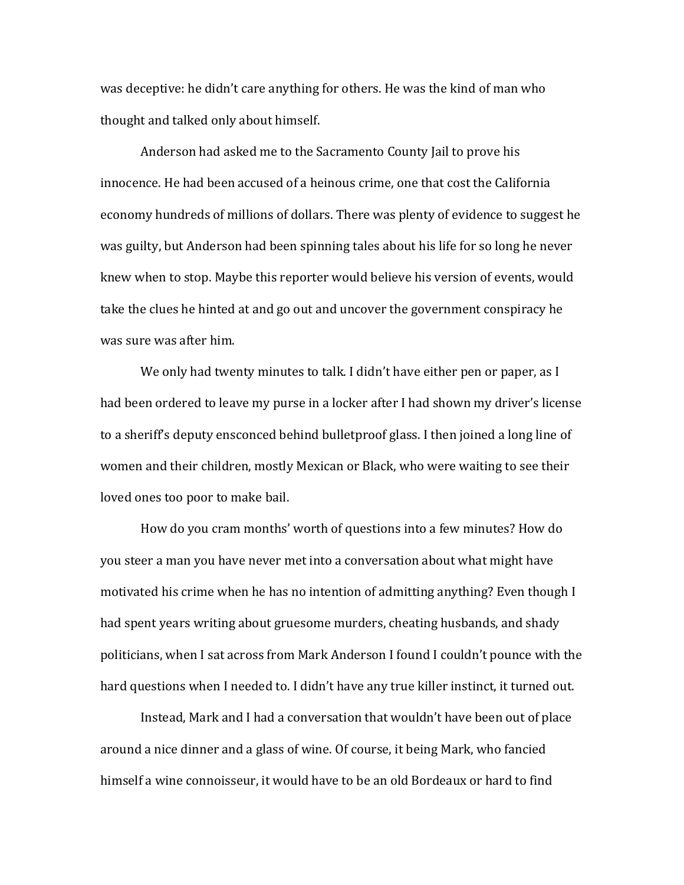was deceptive: he didn't care anything for others. He was the kind of man who thought and talked only about himself.

Anderson had asked me to the Sacramento County Jail to prove his innocence. He had been accused of a heinous crime, one that cost the California economy hundreds of millions of dollars. There was plenty of evidence to suggest he was guilty, but Anderson had been spinning tales about his life for so long he never knew when to stop. Maybe this reporter would believe his version of events, would take the clues he hinted at and go out and uncover the government conspiracy he was sure was after him.

We only had twenty minutes to talk. I didn't have either pen or paper, as I had been ordered to leave my purse in a locker after I had shown my driver's license to a sheriff's deputy ensconced behind bulletproof glass. I then joined a long line of women and their children, mostly Mexican or Black, who were waiting to see their loved ones too poor to make bail.

How do you cram months' worth of questions into a few minutes? How do you steer a man you have never met into a conversation about what might have motivated his crime when he has no intention of admitting anything? Even though I had spent years writing about gruesome murders, cheating husbands, and shady politicians, when I sat across from Mark Anderson I found I couldn't pounce with the hard questions when I needed to. I didn't have any true killer instinct, it turned out.

Instead, Mark and I had a conversation that wouldn't have been out of place around a nice dinner and a glass of wine. Of course, it being Mark, who fancied himself a wine connoisseur, it would have to be an old Bordeaux or hard to find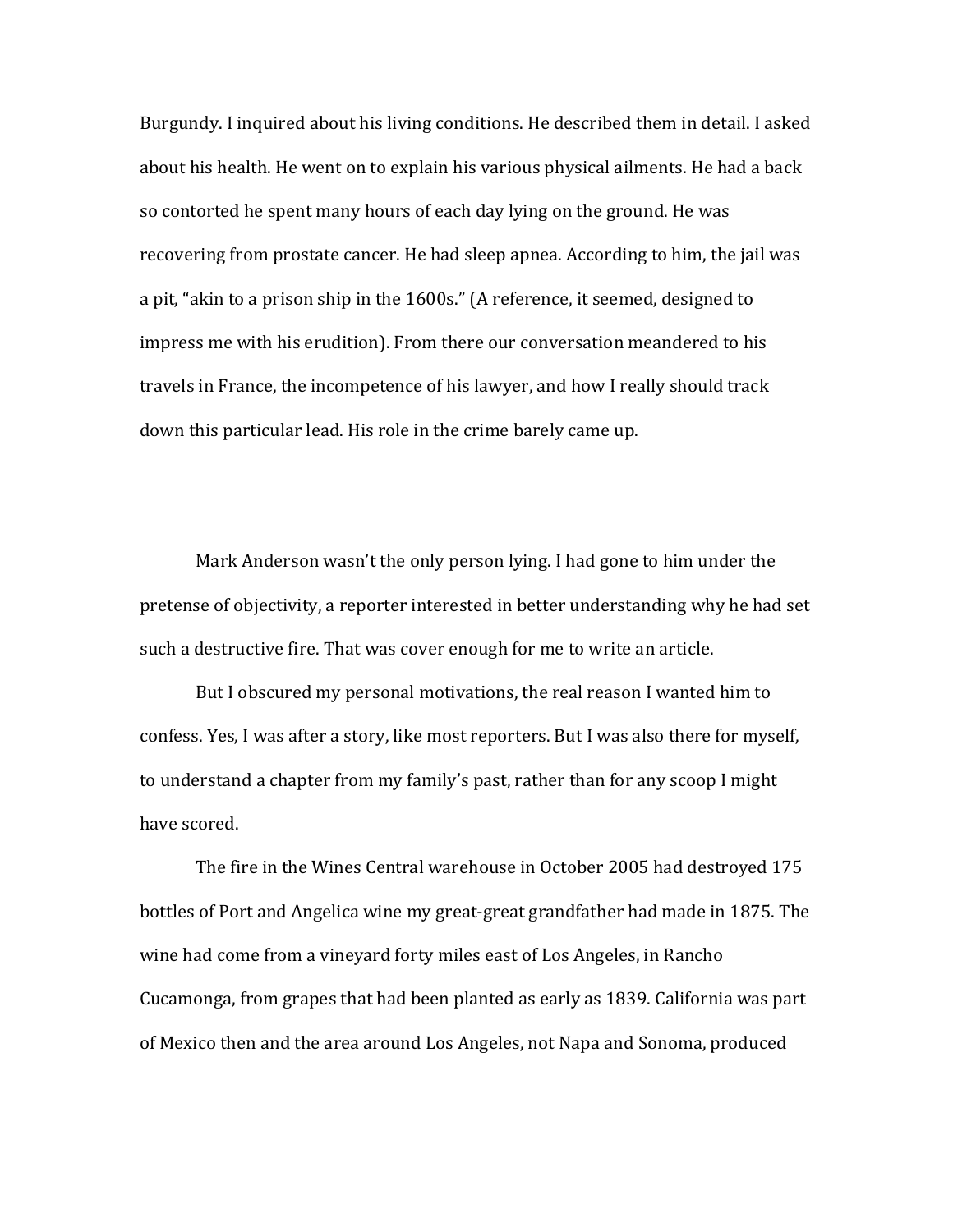Burgundy. I inquired about his living conditions. He described them in detail. I asked about his health. He went on to explain his various physical ailments. He had a back so contorted he spent many hours of each day lying on the ground. He was recovering from prostate cancer. He had sleep apnea. According to him, the jail was a pit, "akin to a prison ship in the 1600s." (A reference, it seemed, designed to impress me with his erudition). From there our conversation meandered to his travels in France, the incompetence of his lawyer, and how I really should track down this particular lead. His role in the crime barely came up.

Mark Anderson wasn't the only person lying. I had gone to him under the pretense of objectivity, a reporter interested in better understanding why he had set such a destructive fire. That was cover enough for me to write an article.

But I obscured my personal motivations, the real reason I wanted him to confess. Yes, I was after a story, like most reporters. But I was also there for myself, to understand a chapter from my family's past, rather than for any scoop I might have scored.

The fire in the Wines Central warehouse in October 2005 had destroyed 175 bottles of Port and Angelica wine my great-great grandfather had made in 1875. The wine had come from a vineyard forty miles east of Los Angeles, in Rancho Cucamonga, from grapes that had been planted as early as 1839. California was part of Mexico then and the area around Los Angeles, not Napa and Sonoma, produced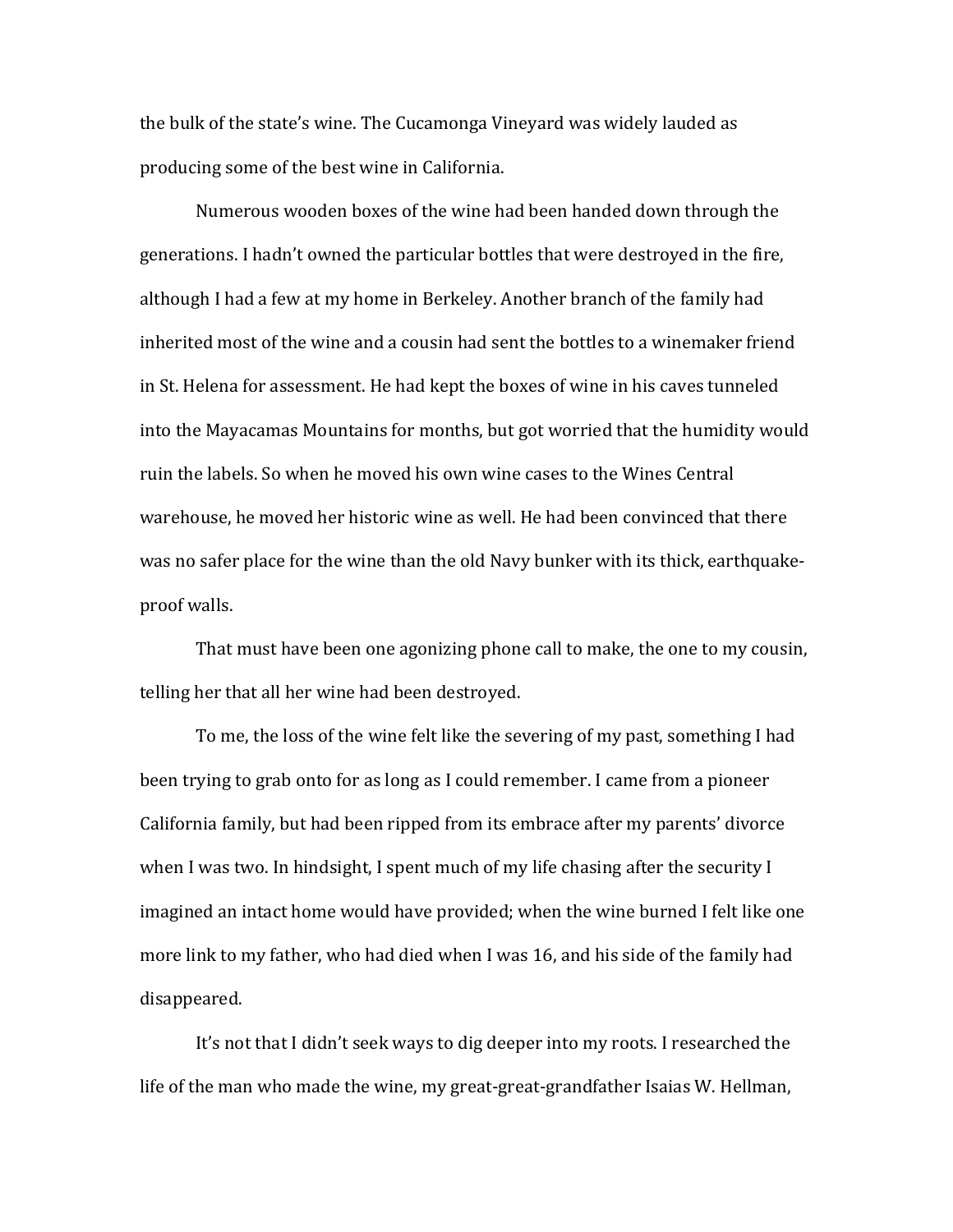the bulk of the state's wine. The Cucamonga Vineyard was widely lauded as producing some of the best wine in California.

Numerous wooden boxes of the wine had been handed down through the generations. I hadn't owned the particular bottles that were destroyed in the fire, although I had a few at my home in Berkeley. Another branch of the family had inherited most of the wine and a cousin had sent the bottles to a winemaker friend in St. Helena for assessment. He had kept the boxes of wine in his caves tunneled into the Mayacamas Mountains for months, but got worried that the humidity would ruin the labels. So when he moved his own wine cases to the Wines Central warehouse, he moved her historic wine as well. He had been convinced that there was no safer place for the wine than the old Navy bunker with its thick, earthquake-proof walls.

That must have been one agonizing phone call to make, the one to my cousin, telling her that all her wine had been destroyed.

To me, the loss of the wine felt like the severing of my past, something I had been trying to grab onto for as long as I could remember. I came from a pioneer California family, but had been ripped from its embrace after my parents' divorce when I was two. In hindsight, I spent much of my life chasing after the security I imagined an intact home would have provided; when the wine burned I felt like one more link to my father, who had died when I was 16, and his side of the family had disappeared.

It's not that I didn't seek ways to dig deeper into my roots. I researched the life of the man who made the wine, my great-great-grandfather Isaias W. Hellman,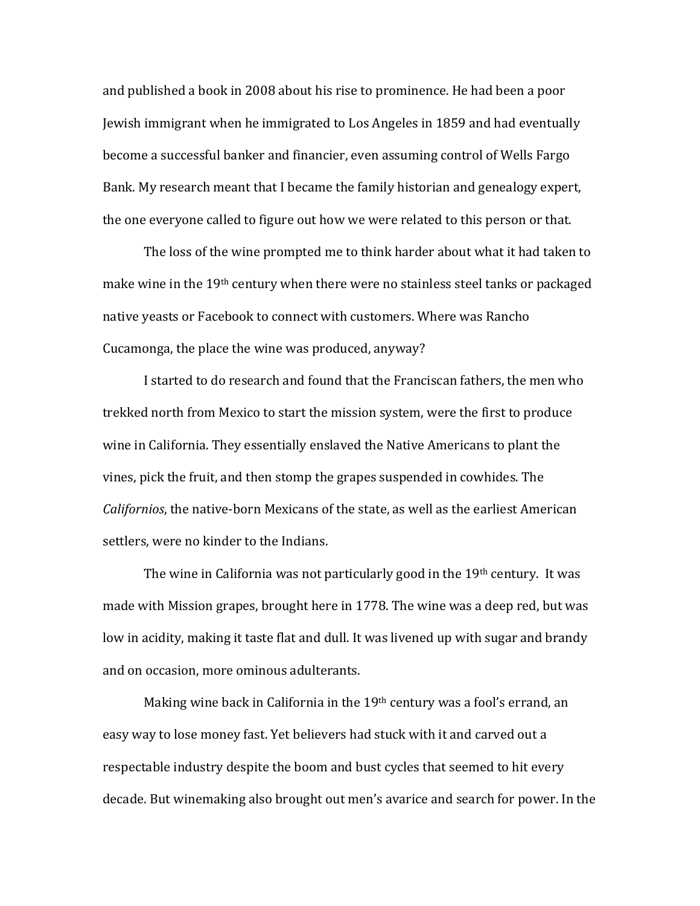and published a book in 2008 about his rise to prominence. He had been a poor Jewish immigrant when he immigrated to Los Angeles in 1859 and had eventually become a successful banker and financier, even assuming control of Wells Fargo Bank. My research meant that I became the family historian and genealogy expert, the one everyone called to figure out how we were related to this person or that.

The loss of the wine prompted me to think harder about what it had taken to make wine in the 19th century when there were no stainless steel tanks or packaged native yeasts or Facebook to connect with customers. Where was Rancho Cucamonga, the place the wine was produced, anyway?

I started to do research and found that the Franciscan fathers, the men who trekked north from Mexico to start the mission system, were the first to produce wine in California. They essentially enslaved the Native Americans to plant the vines, pick the fruit, and then stomp the grapes suspended in cowhides. The *Californios*, the native-born Mexicans of the state, as well as the earliest American settlers, were no kinder to the Indians.

The wine in California was not particularly good in the 19th century. It was made with Mission grapes, brought here in 1778. The wine was a deep red, but was low in acidity, making it taste flat and dull. It was livened up with sugar and brandy and on occasion, more ominous adulterants.

Making wine back in California in the 19th century was a fool's errand, an easy way to lose money fast. Yet believers had stuck with it and carved out a respectable industry despite the boom and bust cycles that seemed to hit every decade. But winemaking also brought out men's avarice and search for power. In the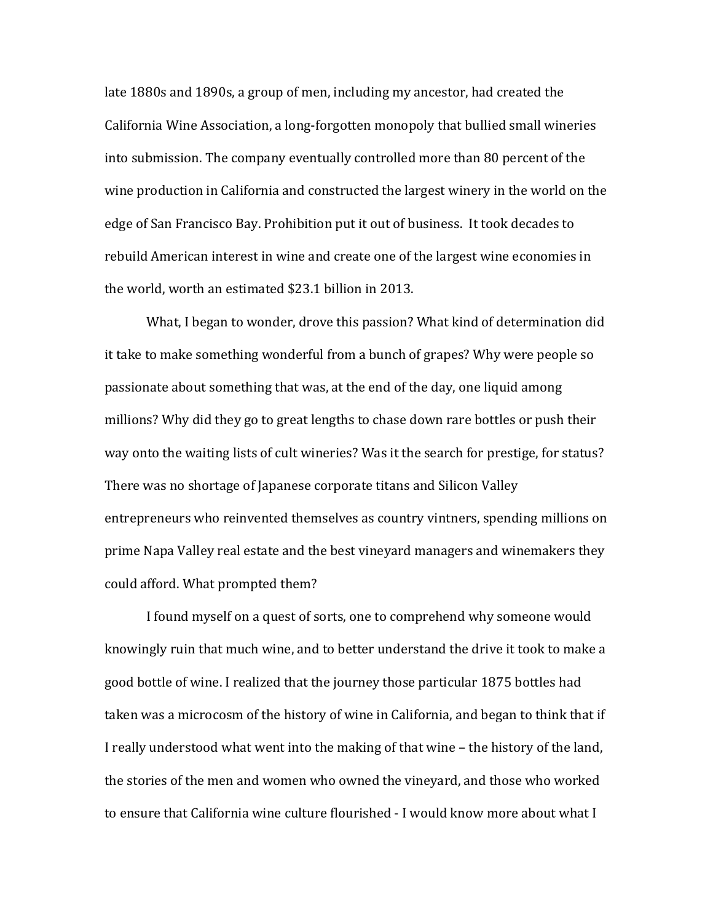late 1880s and 1890s, a group of men, including my ancestor, had created the California Wine Association, a long-forgotten monopoly that bullied small wineries into submission. The company eventually controlled more than 80 percent of the wine production in California and constructed the largest winery in the world on the edge of San Francisco Bay. Prohibition put it out of business. It took decades to rebuild American interest in wine and create one of the largest wine economies in the world, worth an estimated $23.1 billion in 2013.

What, I began to wonder, drove this passion? What kind of determination did it take to make something wonderful from a bunch of grapes? Why were people so passionate about something that was, at the end of the day, one liquid among millions? Why did they go to great lengths to chase down rare bottles or push their way onto the waiting lists of cult wineries? Was it the search for prestige, for status? There was no shortage of Japanese corporate titans and Silicon Valley entrepreneurs who reinvented themselves as country vintners, spending millions on prime Napa Valley real estate and the best vineyard managers and winemakers they could afford. What prompted them?

I found myself on a quest of sorts, one to comprehend why someone would knowingly ruin that much wine, and to better understand the drive it took to make a good bottle of wine. I realized that the journey those particular 1875 bottles had taken was a microcosm of the history of wine in California, and began to think that if I really understood what went into the making of that wine – the history of the land, the stories of the men and women who owned the vineyard, and those who worked to ensure that California wine culture flourished - I would know more about what I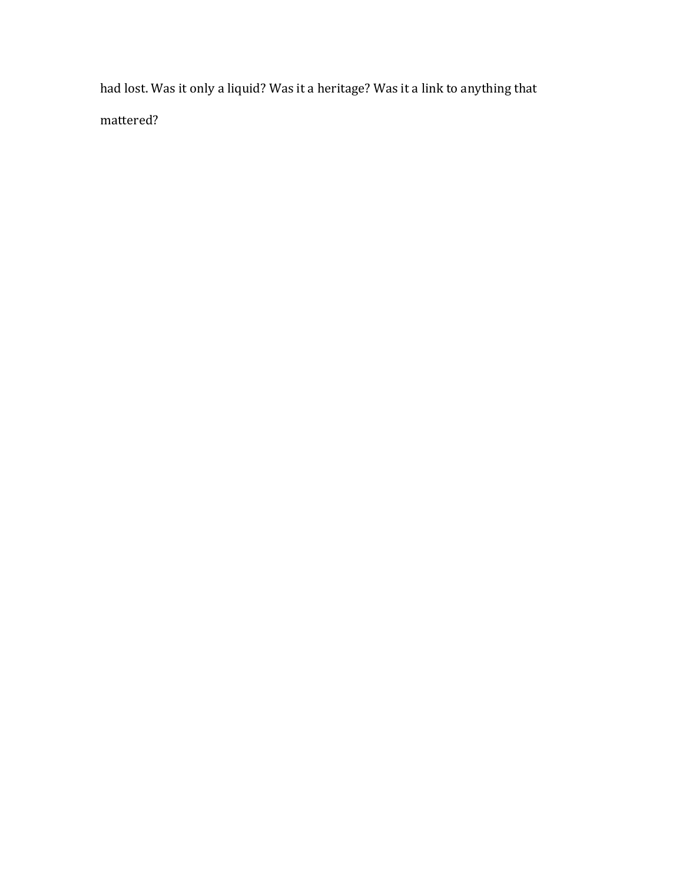had lost. Was it only a liquid? Was it a heritage? Was it a link to anything that mattered?